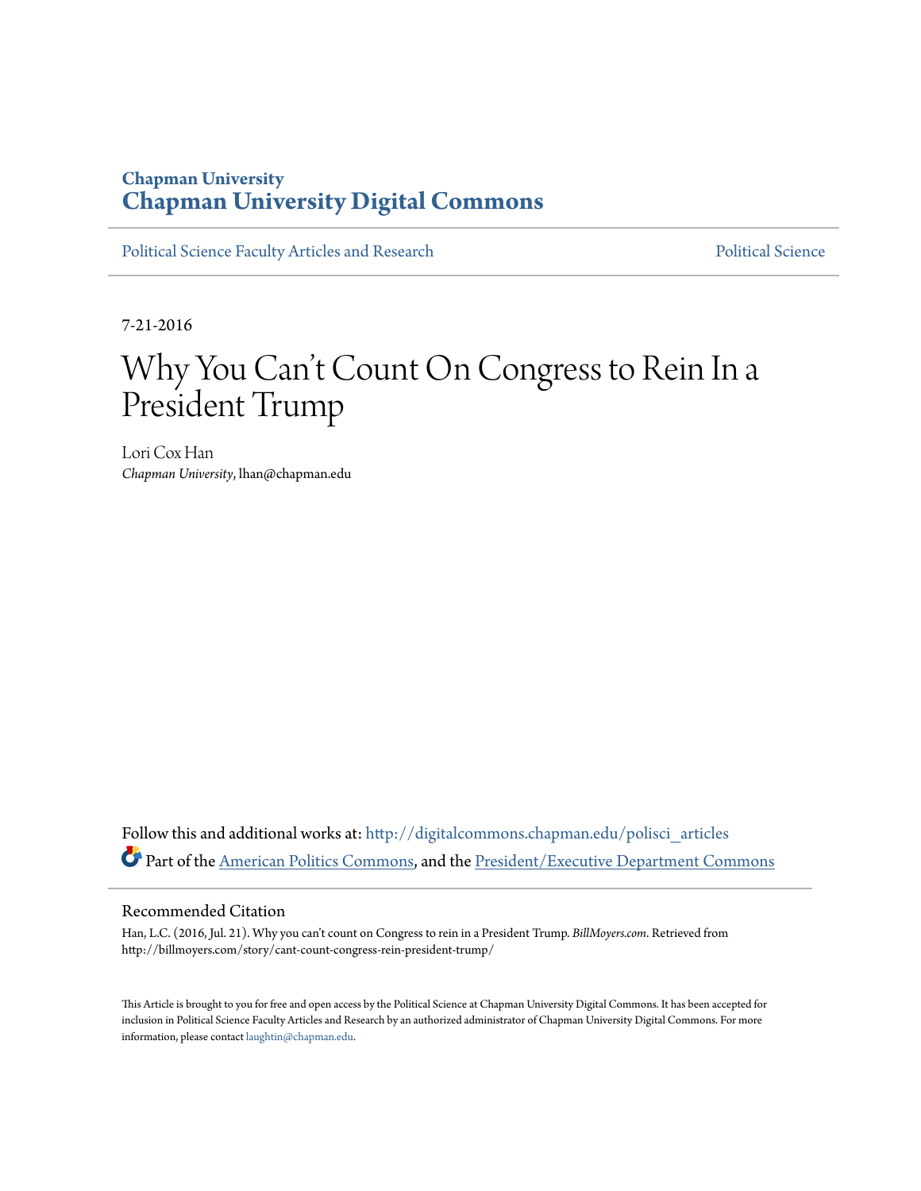Chapman University

# Chapman University Digital Commons

Political Science Faculty Articles and Research | Political Science

7-21-2016

# Why You Can't Count On Congress to Rein In a President Trump

Lori Cox Han
*Chapman University*, lhan@chapman.edu

Follow this and additional works at: http://digitalcommons.chapman.edu/polisci_articles

Part of the American Politics Commons, and the President/Executive Department Commons

## Recommended Citation

Han, L.C. (2016, Jul. 21). Why you can't count on Congress to rein in a President Trump. *BillMoyers.com*. Retrieved from http://billmoyers.com/story/cant-count-congress-rein-president-trump/

This Article is brought to you for free and open access by the Political Science at Chapman University Digital Commons. It has been accepted for inclusion in Political Science Faculty Articles and Research by an authorized administrator of Chapman University Digital Commons. For more information, please contact laughtin@chapman.edu.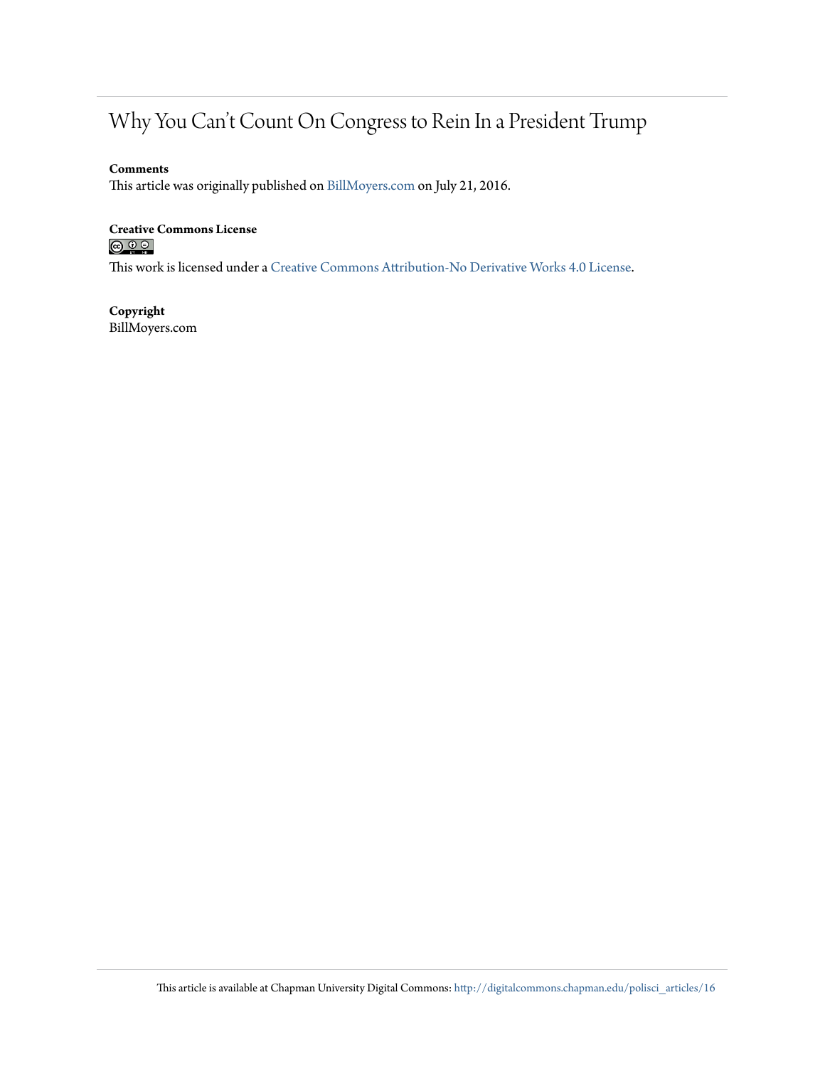# Why You Can't Count On Congress to Rein In a President Trump

**Comments**
This article was originally published on BillMoyers.com on July 21, 2016.

**Creative Commons License**

This work is licensed under a Creative Commons Attribution-No Derivative Works 4.0 License.

**Copyright**
BillMoyers.com

This article is available at Chapman University Digital Commons: http://digitalcommons.chapman.edu/polisci_articles/16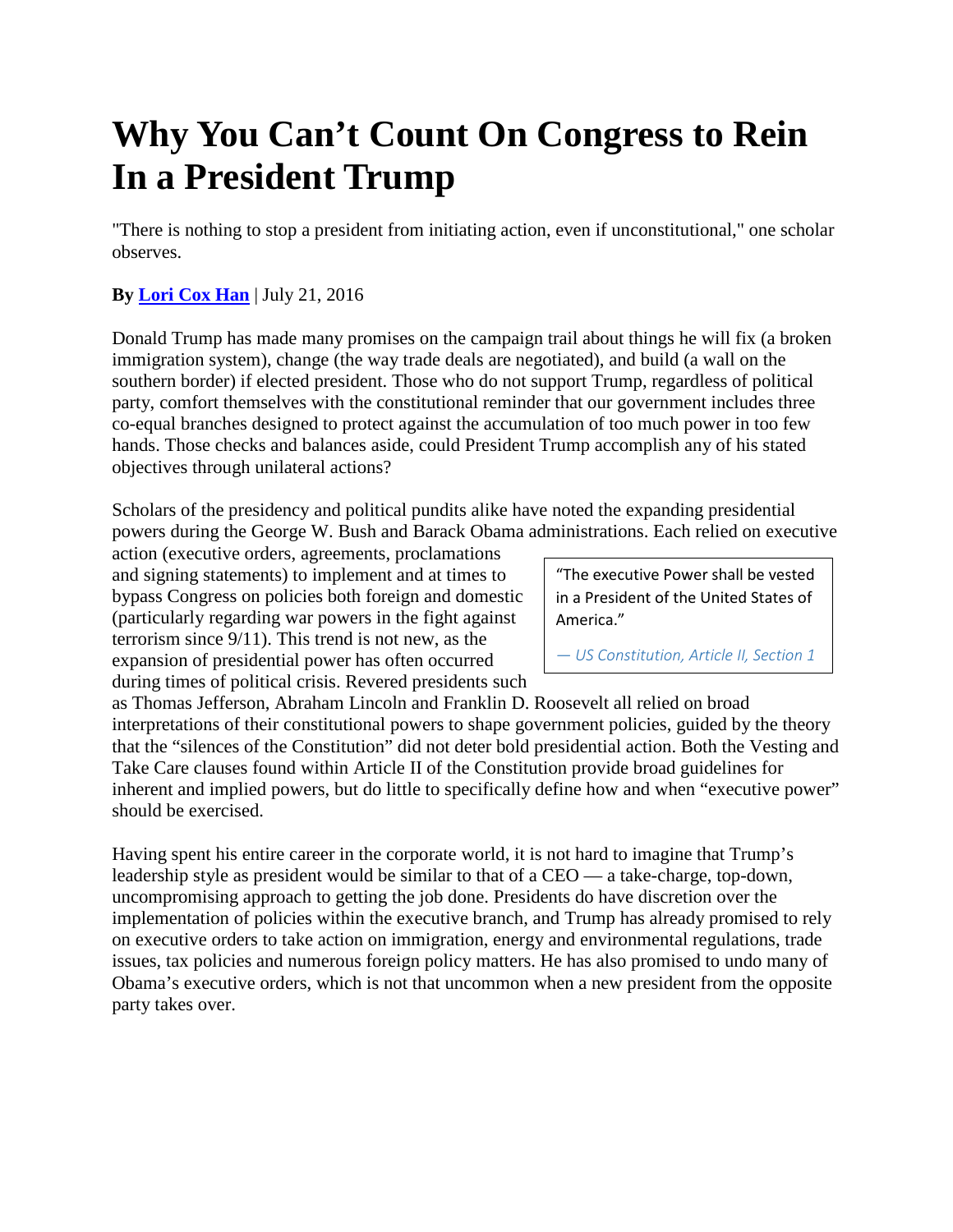# Why You Can't Count On Congress to Rein In a President Trump

"There is nothing to stop a president from initiating action, even if unconstitutional," one scholar observes.

**By [Lori Cox Han]** | July 21, 2016

Donald Trump has made many promises on the campaign trail about things he will fix (a broken immigration system), change (the way trade deals are negotiated), and build (a wall on the southern border) if elected president. Those who do not support Trump, regardless of political party, comfort themselves with the constitutional reminder that our government includes three co-equal branches designed to protect against the accumulation of too much power in too few hands. Those checks and balances aside, could President Trump accomplish any of his stated objectives through unilateral actions?

Scholars of the presidency and political pundits alike have noted the expanding presidential powers during the George W. Bush and Barack Obama administrations. Each relied on executive action (executive orders, agreements, proclamations and signing statements) to implement and at times to bypass Congress on policies both foreign and domestic (particularly regarding war powers in the fight against terrorism since 9/11). This trend is not new, as the expansion of presidential power has often occurred during times of political crisis. Revered presidents such as Thomas Jefferson, Abraham Lincoln and Franklin D. Roosevelt all relied on broad interpretations of their constitutional powers to shape government policies, guided by the theory that the "silences of the Constitution" did not deter bold presidential action. Both the Vesting and Take Care clauses found within Article II of the Constitution provide broad guidelines for inherent and implied powers, but do little to specifically define how and when "executive power" should be exercised.

> "The executive Power shall be vested in a President of the United States of America."
>
> *— US Constitution, Article II, Section 1*

Having spent his entire career in the corporate world, it is not hard to imagine that Trump's leadership style as president would be similar to that of a CEO — a take-charge, top-down, uncompromising approach to getting the job done. Presidents do have discretion over the implementation of policies within the executive branch, and Trump has already promised to rely on executive orders to take action on immigration, energy and environmental regulations, trade issues, tax policies and numerous foreign policy matters. He has also promised to undo many of Obama's executive orders, which is not that uncommon when a new president from the opposite party takes over.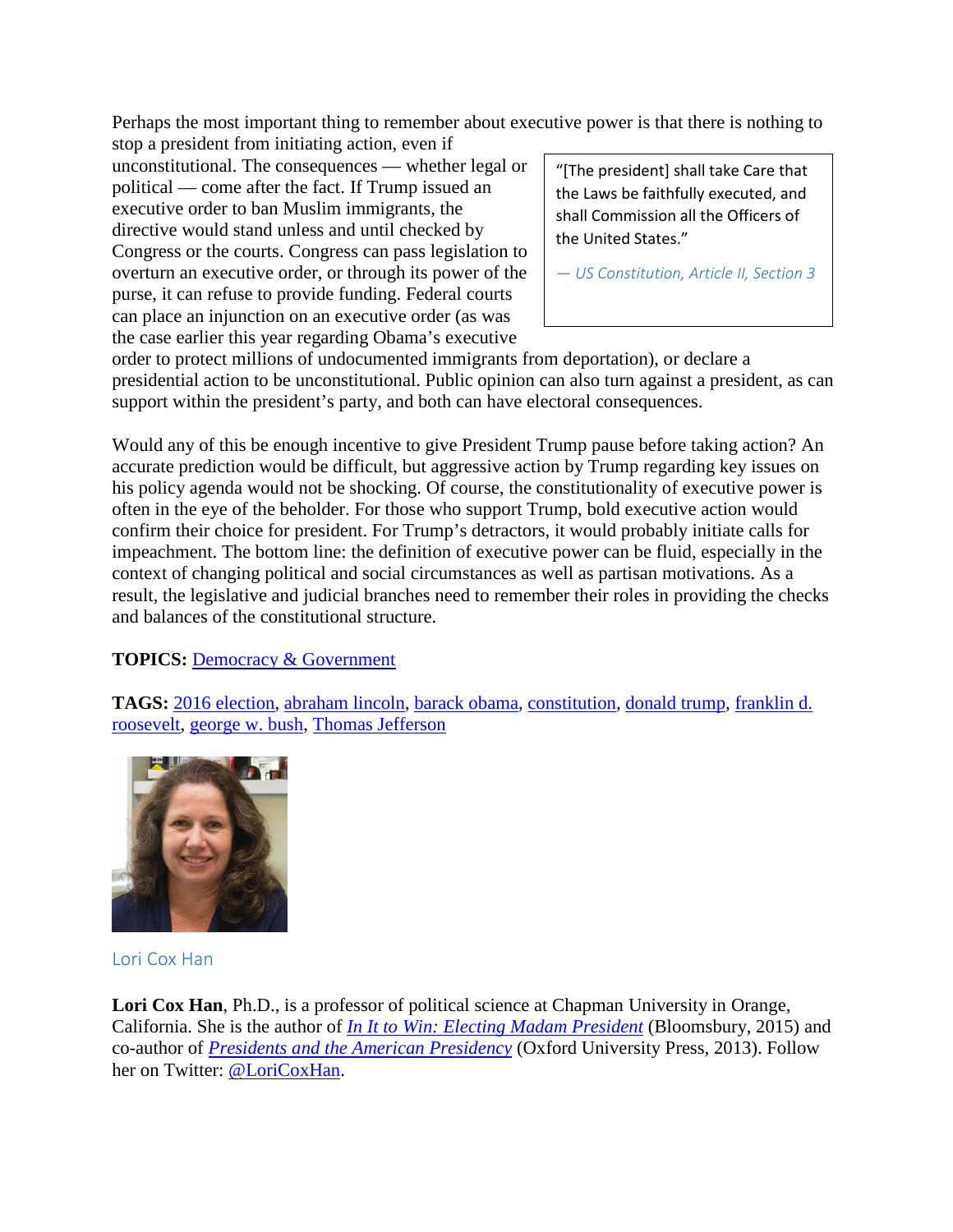Perhaps the most important thing to remember about executive power is that there is nothing to stop a president from initiating action, even if unconstitutional. The consequences — whether legal or political — come after the fact. If Trump issued an executive order to ban Muslim immigrants, the directive would stand unless and until checked by Congress or the courts. Congress can pass legislation to overturn an executive order, or through its power of the purse, it can refuse to provide funding. Federal courts can place an injunction on an executive order (as was the case earlier this year regarding Obama's executive order to protect millions of undocumented immigrants from deportation), or declare a presidential action to be unconstitutional. Public opinion can also turn against a president, as can support within the president's party, and both can have electoral consequences.

> "[The president] shall take Care that the Laws be faithfully executed, and shall Commission all the Officers of the United States."
>
> *— US Constitution, Article II, Section 3*

Would any of this be enough incentive to give President Trump pause before taking action? An accurate prediction would be difficult, but aggressive action by Trump regarding key issues on his policy agenda would not be shocking. Of course, the constitutionality of executive power is often in the eye of the beholder. For those who support Trump, bold executive action would confirm their choice for president. For Trump's detractors, it would probably initiate calls for impeachment. The bottom line: the definition of executive power can be fluid, especially in the context of changing political and social circumstances as well as partisan motivations. As a result, the legislative and judicial branches need to remember their roles in providing the checks and balances of the constitutional structure.

**TOPICS:** Democracy & Government

**TAGS:** 2016 election, abraham lincoln, barack obama, constitution, donald trump, franklin d. roosevelt, george w. bush, Thomas Jefferson

Lori Cox Han

**Lori Cox Han**, Ph.D., is a professor of political science at Chapman University in Orange, California. She is the author of *In It to Win: Electing Madam President* (Bloomsbury, 2015) and co-author of *Presidents and the American Presidency* (Oxford University Press, 2013). Follow her on Twitter: @LoriCoxHan.